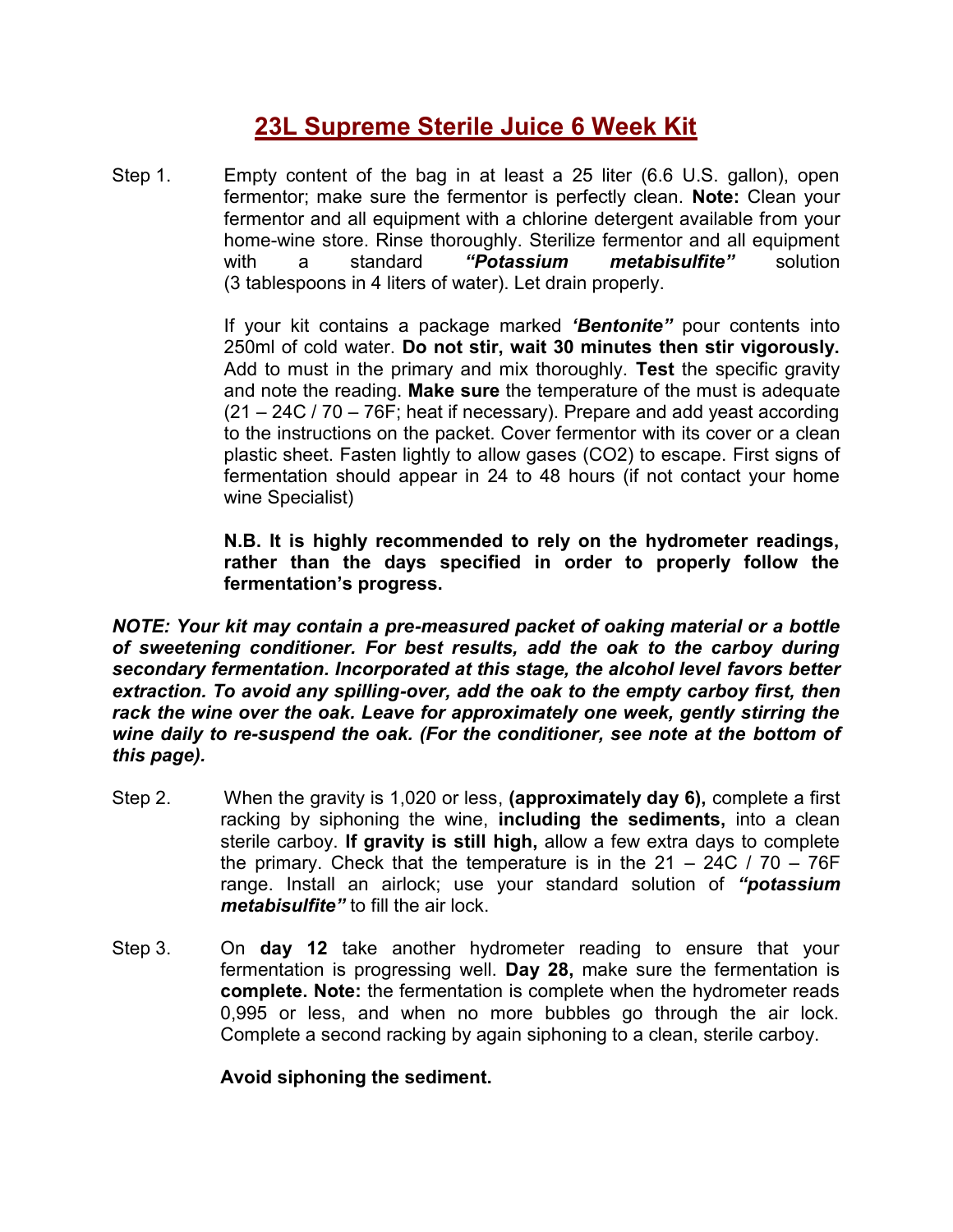# <u>23L Supreme Sterile Juice 6 Week Kit</u>

Step 1. Empty content of the bag in at least a 25 liter (6.6 U.S. gallon), open fermentor; make sure the fermentor is perfectly clean. **Note:** Clean your fermentor and all equipment with a chlorine detergent available from your home-wine store. Rinse thoroughly. Sterilize fermentor and all equipment with a standard ***"Potassium metabisulfite"*** solution (3 tablespoons in 4 liters of water). Let drain properly.

If your kit contains a package marked ***'Bentonite"*** pour contents into 250ml of cold water. **Do not stir, wait 30 minutes then stir vigorously.** Add to must in the primary and mix thoroughly. **Test** the specific gravity and note the reading. **Make sure** the temperature of the must is adequate (21 – 24C / 70 – 76F; heat if necessary). Prepare and add yeast according to the instructions on the packet. Cover fermentor with its cover or a clean plastic sheet. Fasten lightly to allow gases ($CO_2$) to escape. First signs of fermentation should appear in 24 to 48 hours (if not contact your home wine Specialist)

**N.B. It is highly recommended to rely on the hydrometer readings, rather than the days specified in order to properly follow the fermentation's progress.**

***NOTE: Your kit may contain a pre-measured packet of oaking material or a bottle of sweetening conditioner. For best results, add the oak to the carboy during secondary fermentation. Incorporated at this stage, the alcohol level favors better extraction. To avoid any spilling-over, add the oak to the empty carboy first, then rack the wine over the oak. Leave for approximately one week, gently stirring the wine daily to re-suspend the oak. (For the conditioner, see note at the bottom of this page).***

Step 2. When the gravity is 1,020 or less, **(approximately day 6),** complete a first racking by siphoning the wine, **including the sediments,** into a clean sterile carboy. **If gravity is still high,** allow a few extra days to complete the primary. Check that the temperature is in the 21 – 24C / 70 – 76F range. Install an airlock; use your standard solution of ***"potassium metabisulfite"*** to fill the air lock.

Step 3. On **day 12** take another hydrometer reading to ensure that your fermentation is progressing well. **Day 28,** make sure the fermentation is **complete. Note:** the fermentation is complete when the hydrometer reads 0,995 or less, and when no more bubbles go through the air lock. Complete a second racking by again siphoning to a clean, sterile carboy.

**Avoid siphoning the sediment.**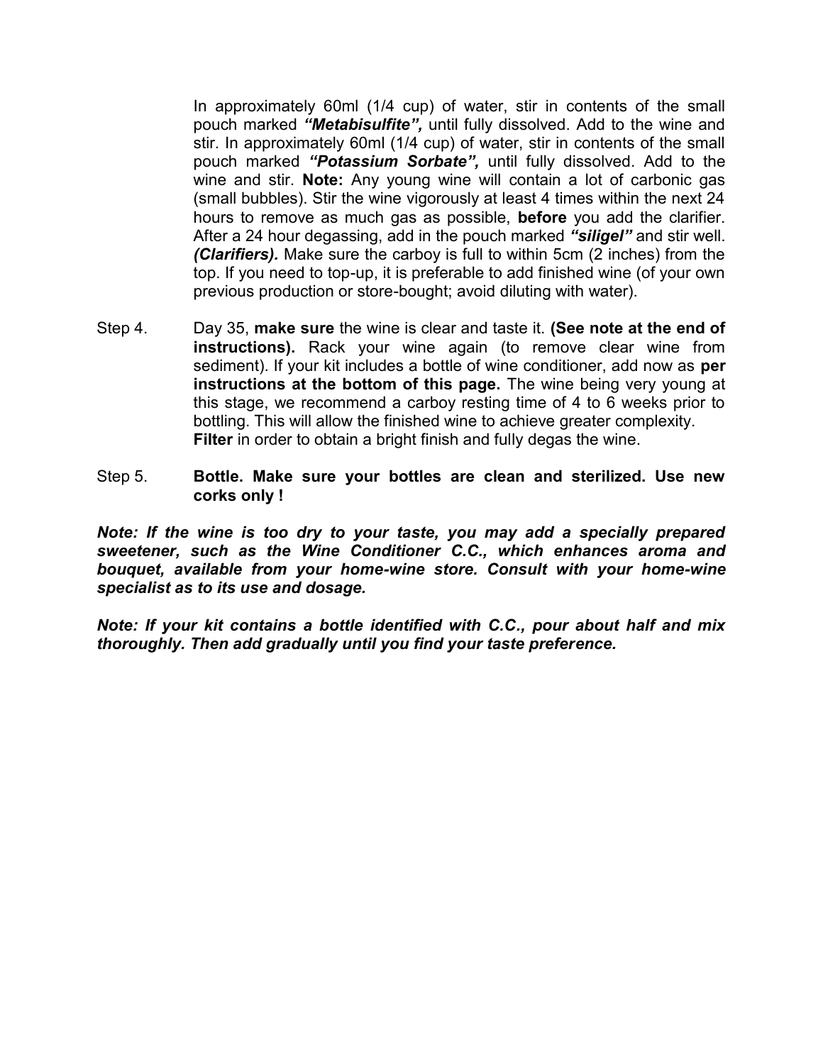In approximately 60ml (1/4 cup) of water, stir in contents of the small pouch marked ***"Metabisulfite",*** until fully dissolved. Add to the wine and stir. In approximately 60ml (1/4 cup) of water, stir in contents of the small pouch marked ***"Potassium Sorbate",*** until fully dissolved. Add to the wine and stir. **Note:** Any young wine will contain a lot of carbonic gas (small bubbles). Stir the wine vigorously at least 4 times within the next 24 hours to remove as much gas as possible, **before** you add the clarifier. After a 24 hour degassing, add in the pouch marked ***"siligel"*** and stir well. ***(Clarifiers).*** Make sure the carboy is full to within 5cm (2 inches) from the top. If you need to top-up, it is preferable to add finished wine (of your own previous production or store-bought; avoid diluting with water).

Step 4. Day 35, **make sure** the wine is clear and taste it. **(See note at the end of instructions).** Rack your wine again (to remove clear wine from sediment). If your kit includes a bottle of wine conditioner, add now as **per instructions at the bottom of this page.** The wine being very young at this stage, we recommend a carboy resting time of 4 to 6 weeks prior to bottling. This will allow the finished wine to achieve greater complexity. **Filter** in order to obtain a bright finish and fully degas the wine.

Step 5. **Bottle. Make sure your bottles are clean and sterilized. Use new corks only !**

***Note: If the wine is too dry to your taste, you may add a specially prepared sweetener, such as the Wine Conditioner C.C., which enhances aroma and bouquet, available from your home-wine store. Consult with your home-wine specialist as to its use and dosage.***

***Note: If your kit contains a bottle identified with C.C., pour about half and mix thoroughly. Then add gradually until you find your taste preference.***